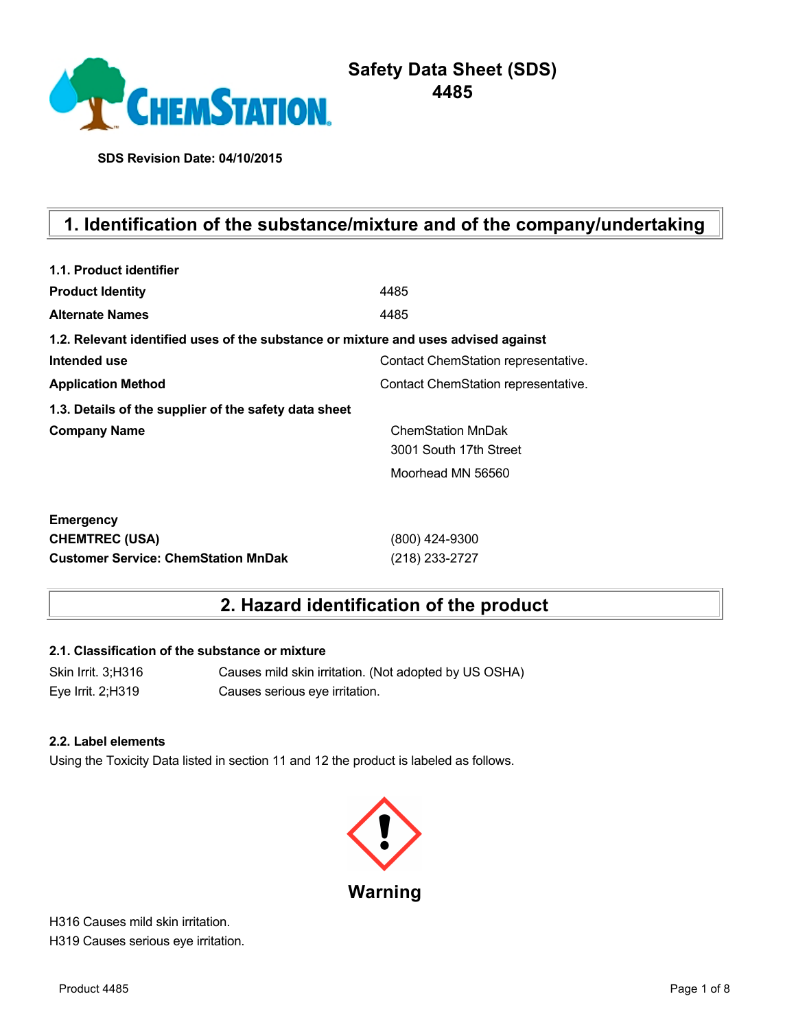# Safety Data Sheet (SDS)
# 4485

**SDS Revision Date: 04/10/2015**

## 1. Identification of the substance/mixture and of the company/undertaking

**1.1. Product identifier**

| | |
|---|---|
| **Product Identity** | 4485 |
| **Alternate Names** | 4485 |

**1.2. Relevant identified uses of the substance or mixture and uses advised against**

| | |
|---|---|
| **Intended use** | Contact ChemStation representative. |
| **Application Method** | Contact ChemStation representative. |

**1.3. Details of the supplier of the safety data sheet**

| | |
|---|---|
| **Company Name** | ChemStation MnDak<br>3001 South 17th Street<br>Moorhead MN 56560 |

**Emergency**

| | |
|---|---|
| **CHEMTREC (USA)** | (800) 424-9300 |
| **Customer Service: ChemStation MnDak** | (218) 233-2727 |

## 2. Hazard identification of the product

**2.1. Classification of the substance or mixture**

| | |
|---|---|
| Skin Irrit. 3;H316 | Causes mild skin irritation. (Not adopted by US OSHA) |
| Eye Irrit. 2;H319 | Causes serious eye irritation. |

**2.2. Label elements**

Using the Toxicity Data listed in section 11 and 12 the product is labeled as follows.

**Warning**

H316 Causes mild skin irritation.
H319 Causes serious eye irritation.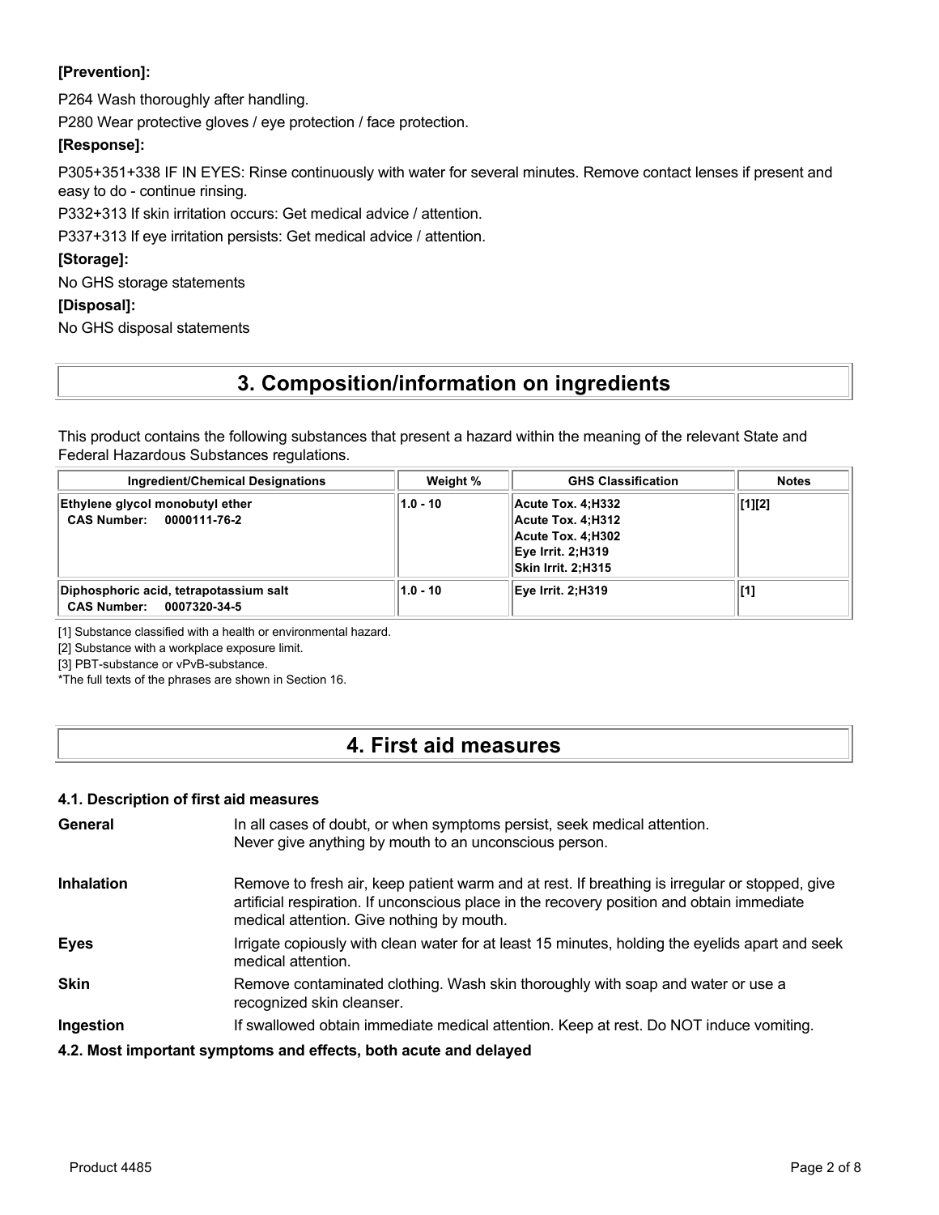**[Prevention]:**

P264 Wash thoroughly after handling.

P280 Wear protective gloves / eye protection / face protection.

**[Response]:**

P305+351+338 IF IN EYES: Rinse continuously with water for several minutes. Remove contact lenses if present and easy to do - continue rinsing.

P332+313 If skin irritation occurs: Get medical advice / attention.

P337+313 If eye irritation persists: Get medical advice / attention.

**[Storage]:**

No GHS storage statements

**[Disposal]:**

No GHS disposal statements

# 3. Composition/information on ingredients

This product contains the following substances that present a hazard within the meaning of the relevant State and Federal Hazardous Substances regulations.

| Ingredient/Chemical Designations | Weight % | GHS Classification | Notes |
|---|---|---|---|
| **Ethylene glycol monobutyl ether**<br>**CAS Number: 0000111-76-2** | 1.0 - 10 | Acute Tox. 4;H332<br>Acute Tox. 4;H312<br>Acute Tox. 4;H302<br>Eye Irrit. 2;H319<br>Skin Irrit. 2;H315 | [1][2] |
| **Diphosphoric acid, tetrapotassium salt**<br>**CAS Number: 0007320-34-5** | 1.0 - 10 | Eye Irrit. 2;H319 | [1] |

[1] Substance classified with a health or environmental hazard.

[2] Substance with a workplace exposure limit.

[3] PBT-substance or vPvB-substance.

*The full texts of the phrases are shown in Section 16.

# 4. First aid measures

### 4.1. Description of first aid measures

**General** In all cases of doubt, or when symptoms persist, seek medical attention. Never give anything by mouth to an unconscious person.

**Inhalation** Remove to fresh air, keep patient warm and at rest. If breathing is irregular or stopped, give artificial respiration. If unconscious place in the recovery position and obtain immediate medical attention. Give nothing by mouth.

**Eyes** Irrigate copiously with clean water for at least 15 minutes, holding the eyelids apart and seek medical attention.

**Skin** Remove contaminated clothing. Wash skin thoroughly with soap and water or use a recognized skin cleanser.

**Ingestion** If swallowed obtain immediate medical attention. Keep at rest. Do NOT induce vomiting.

### 4.2. Most important symptoms and effects, both acute and delayed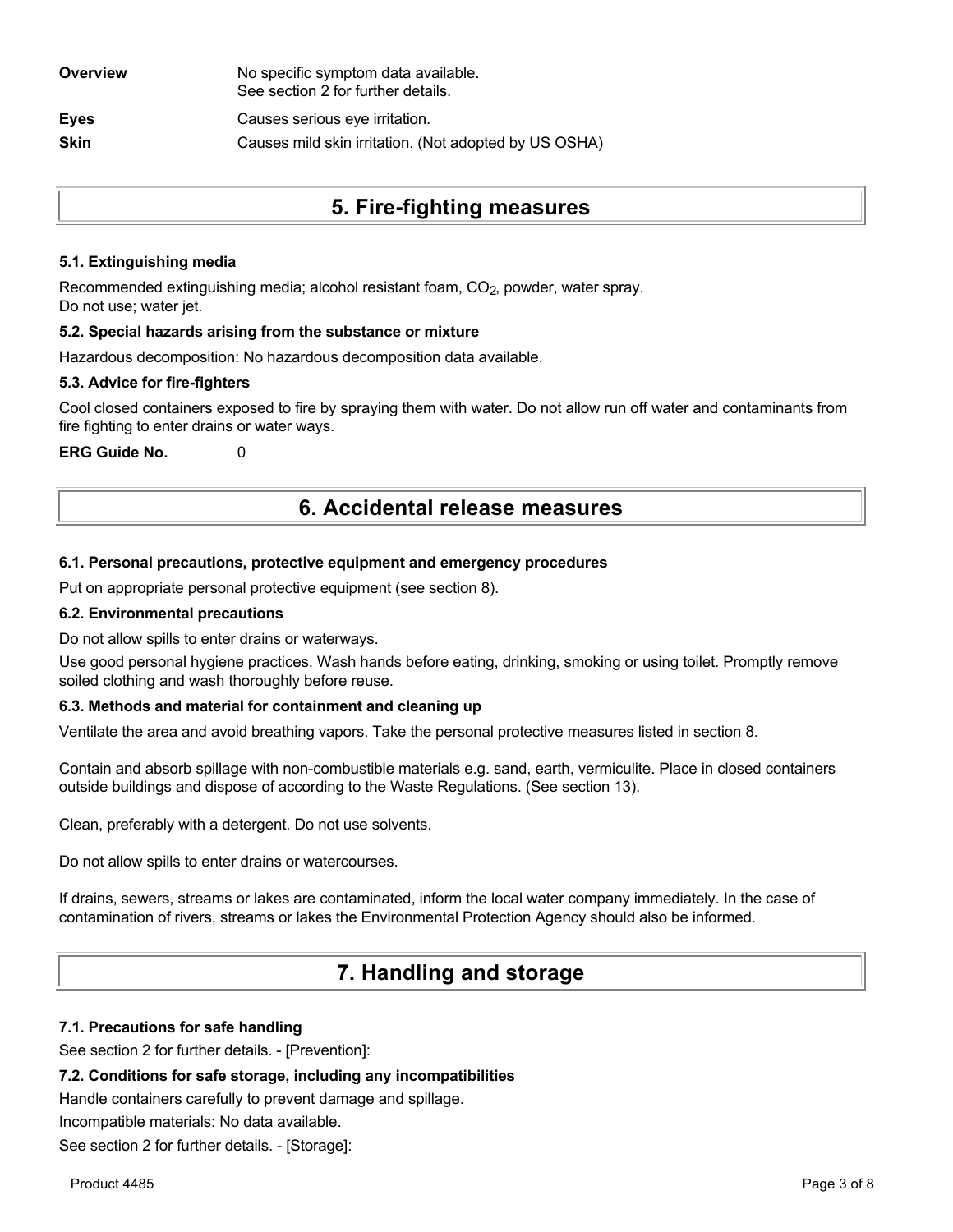| | |
|---|---|
| **Overview** | No specific symptom data available.<br>See section 2 for further details. |
| **Eyes** | Causes serious eye irritation. |
| **Skin** | Causes mild skin irritation. (Not adopted by US OSHA) |

# 5. Fire-fighting measures

### 5.1. Extinguishing media

Recommended extinguishing media; alcohol resistant foam, $CO_2$, powder, water spray.
Do not use; water jet.

### 5.2. Special hazards arising from the substance or mixture

Hazardous decomposition: No hazardous decomposition data available.

### 5.3. Advice for fire-fighters

Cool closed containers exposed to fire by spraying them with water. Do not allow run off water and contaminants from fire fighting to enter drains or water ways.

**ERG Guide No.** 0

# 6. Accidental release measures

### 6.1. Personal precautions, protective equipment and emergency procedures

Put on appropriate personal protective equipment (see section 8).

### 6.2. Environmental precautions

Do not allow spills to enter drains or waterways.

Use good personal hygiene practices. Wash hands before eating, drinking, smoking or using toilet. Promptly remove soiled clothing and wash thoroughly before reuse.

### 6.3. Methods and material for containment and cleaning up

Ventilate the area and avoid breathing vapors. Take the personal protective measures listed in section 8.

Contain and absorb spillage with non-combustible materials e.g. sand, earth, vermiculite. Place in closed containers outside buildings and dispose of according to the Waste Regulations. (See section 13).

Clean, preferably with a detergent. Do not use solvents.

Do not allow spills to enter drains or watercourses.

If drains, sewers, streams or lakes are contaminated, inform the local water company immediately. In the case of contamination of rivers, streams or lakes the Environmental Protection Agency should also be informed.

# 7. Handling and storage

### 7.1. Precautions for safe handling

See section 2 for further details. - [Prevention]:

### 7.2. Conditions for safe storage, including any incompatibilities

Handle containers carefully to prevent damage and spillage.

Incompatible materials: No data available.

See section 2 for further details. - [Storage]: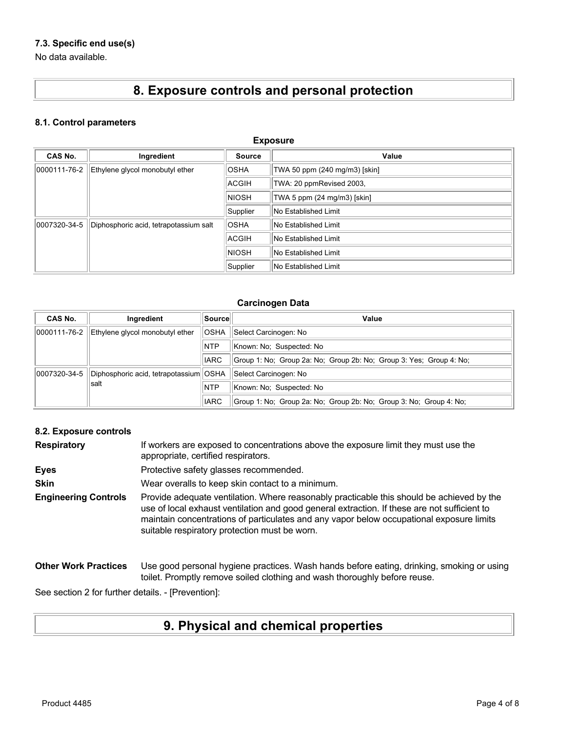### 7.3. Specific end use(s)

No data available.

# 8. Exposure controls and personal protection

### 8.1. Control parameters

**Exposure**

| CAS No. | Ingredient | Source | Value |
|---|---|---|---|
| 0000111-76-2 | Ethylene glycol monobutyl ether | OSHA | TWA 50 ppm (240 mg/m3) [skin] |
| | | ACGIH | TWA: 20 ppmRevised 2003, |
| | | NIOSH | TWA 5 ppm (24 mg/m3) [skin] |
| | | Supplier | No Established Limit |
| 0007320-34-5 | Diphosphoric acid, tetrapotassium salt | OSHA | No Established Limit |
| | | ACGIH | No Established Limit |
| | | NIOSH | No Established Limit |
| | | Supplier | No Established Limit |

**Carcinogen Data**

| CAS No. | Ingredient | Source | Value |
|---|---|---|---|
| 0000111-76-2 | Ethylene glycol monobutyl ether | OSHA | Select Carcinogen: No |
| | | NTP | Known: No; Suspected: No |
| | | IARC | Group 1: No; Group 2a: No; Group 2b: No; Group 3: Yes; Group 4: No; |
| 0007320-34-5 | Diphosphoric acid, tetrapotassium salt | OSHA | Select Carcinogen: No |
| | | NTP | Known: No; Suspected: No |
| | | IARC | Group 1: No; Group 2a: No; Group 2b: No; Group 3: No; Group 4: No; |

### 8.2. Exposure controls

**Respiratory** If workers are exposed to concentrations above the exposure limit they must use the appropriate, certified respirators.

**Eyes** Protective safety glasses recommended.

**Skin** Wear overalls to keep skin contact to a minimum.

**Engineering Controls** Provide adequate ventilation. Where reasonably practicable this should be achieved by the use of local exhaust ventilation and good general extraction. If these are not sufficient to maintain concentrations of particulates and any vapor below occupational exposure limits suitable respiratory protection must be worn.

**Other Work Practices** Use good personal hygiene practices. Wash hands before eating, drinking, smoking or using toilet. Promptly remove soiled clothing and wash thoroughly before reuse.

See section 2 for further details. - [Prevention]:

# 9. Physical and chemical properties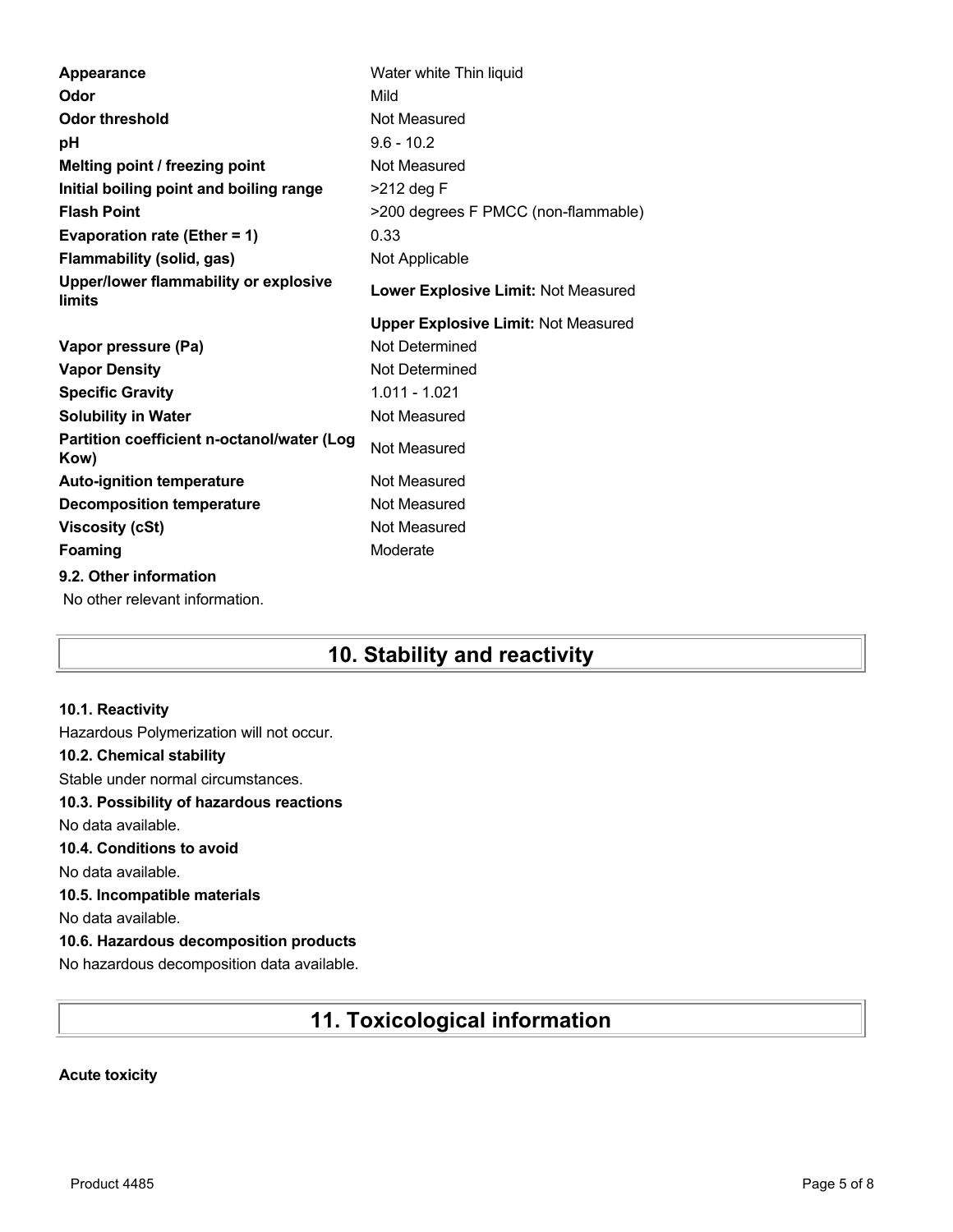| | |
|---|---|
| **Appearance** | Water white Thin liquid |
| **Odor** | Mild |
| **Odor threshold** | Not Measured |
| **pH** | 9.6 - 10.2 |
| **Melting point / freezing point** | Not Measured |
| **Initial boiling point and boiling range** | >212 deg F |
| **Flash Point** | >200 degrees F PMCC (non-flammable) |
| **Evaporation rate (Ether = 1)** | 0.33 |
| **Flammability (solid, gas)** | Not Applicable |
| **Upper/lower flammability or explosive limits** | **Lower Explosive Limit:** Not Measured |
| | **Upper Explosive Limit:** Not Measured |
| **Vapor pressure (Pa)** | Not Determined |
| **Vapor Density** | Not Determined |
| **Specific Gravity** | 1.011 - 1.021 |
| **Solubility in Water** | Not Measured |
| **Partition coefficient n-octanol/water (Log Kow)** | Not Measured |
| **Auto-ignition temperature** | Not Measured |
| **Decomposition temperature** | Not Measured |
| **Viscosity (cSt)** | Not Measured |
| **Foaming** | Moderate |

**9.2. Other information**

No other relevant information.

# 10. Stability and reactivity

**10.1. Reactivity**

Hazardous Polymerization will not occur.

**10.2. Chemical stability**

Stable under normal circumstances.

**10.3. Possibility of hazardous reactions**

No data available.

**10.4. Conditions to avoid**

No data available.

**10.5. Incompatible materials**

No data available.

**10.6. Hazardous decomposition products**

No hazardous decomposition data available.

# 11. Toxicological information

**Acute toxicity**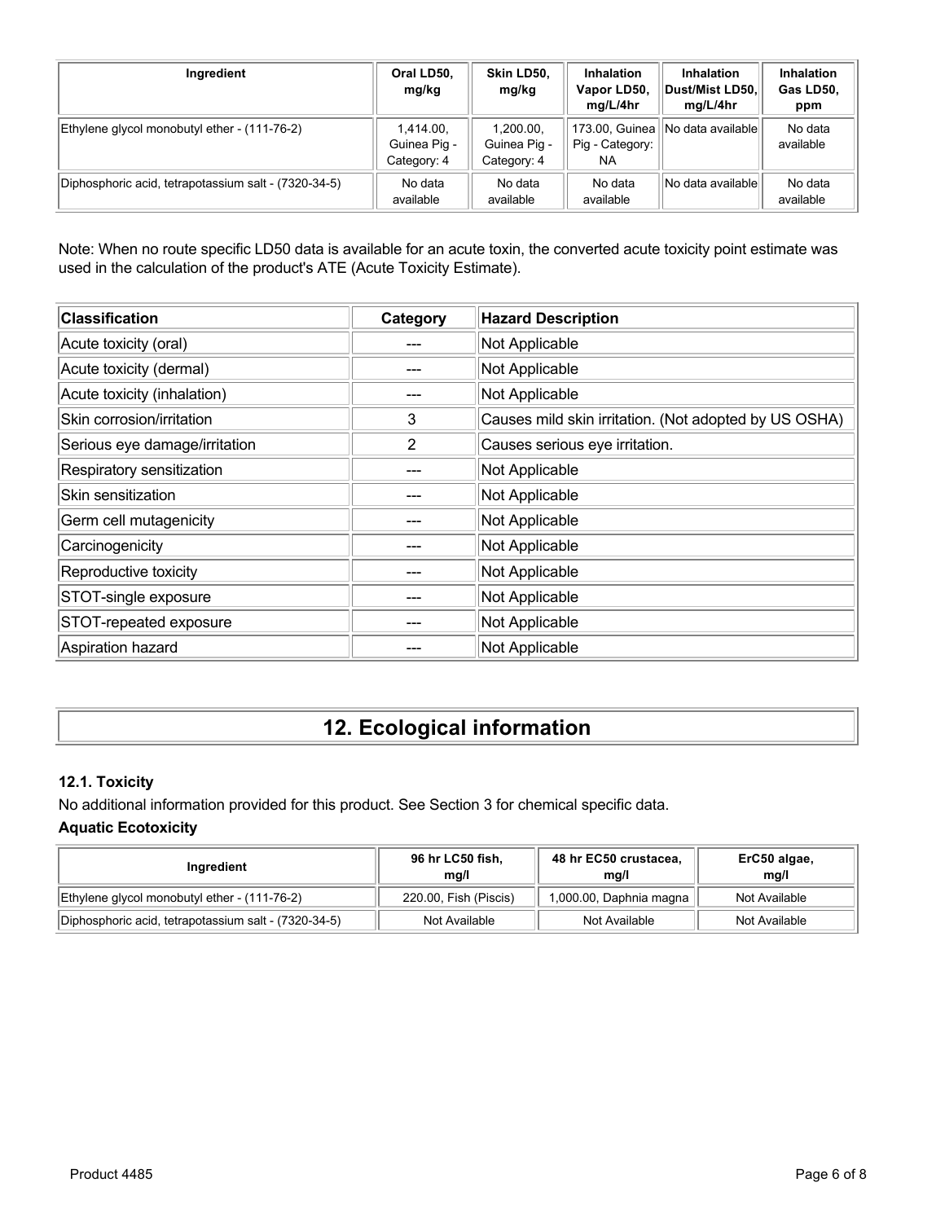| Ingredient | Oral LD50, mg/kg | Skin LD50, mg/kg | Inhalation Vapor LD50, mg/L/4hr | Inhalation Dust/Mist LD50, mg/L/4hr | Inhalation Gas LD50, ppm |
|---|---|---|---|---|---|
| Ethylene glycol monobutyl ether - (111-76-2) | 1,414.00, Guinea Pig - Category: 4 | 1,200.00, Guinea Pig - Category: 4 | 173.00, Guinea Pig - Category: NA | No data available | No data available |
| Diphosphoric acid, tetrapotassium salt - (7320-34-5) | No data available | No data available | No data available | No data available | No data available |

Note: When no route specific LD50 data is available for an acute toxin, the converted acute toxicity point estimate was used in the calculation of the product's ATE (Acute Toxicity Estimate).

| Classification | Category | Hazard Description |
|---|---|---|
| Acute toxicity (oral) | --- | Not Applicable |
| Acute toxicity (dermal) | --- | Not Applicable |
| Acute toxicity (inhalation) | --- | Not Applicable |
| Skin corrosion/irritation | 3 | Causes mild skin irritation. (Not adopted by US OSHA) |
| Serious eye damage/irritation | 2 | Causes serious eye irritation. |
| Respiratory sensitization | --- | Not Applicable |
| Skin sensitization | --- | Not Applicable |
| Germ cell mutagenicity | --- | Not Applicable |
| Carcinogenicity | --- | Not Applicable |
| Reproductive toxicity | --- | Not Applicable |
| STOT-single exposure | --- | Not Applicable |
| STOT-repeated exposure | --- | Not Applicable |
| Aspiration hazard | --- | Not Applicable |

# 12. Ecological information

### 12.1. Toxicity

No additional information provided for this product. See Section 3 for chemical specific data.

**Aquatic Ecotoxicity**

| Ingredient | 96 hr LC50 fish, mg/l | 48 hr EC50 crustacea, mg/l | ErC50 algae, mg/l |
|---|---|---|---|
| Ethylene glycol monobutyl ether - (111-76-2) | 220.00, Fish (Piscis) | 1,000.00, Daphnia magna | Not Available |
| Diphosphoric acid, tetrapotassium salt - (7320-34-5) | Not Available | Not Available | Not Available |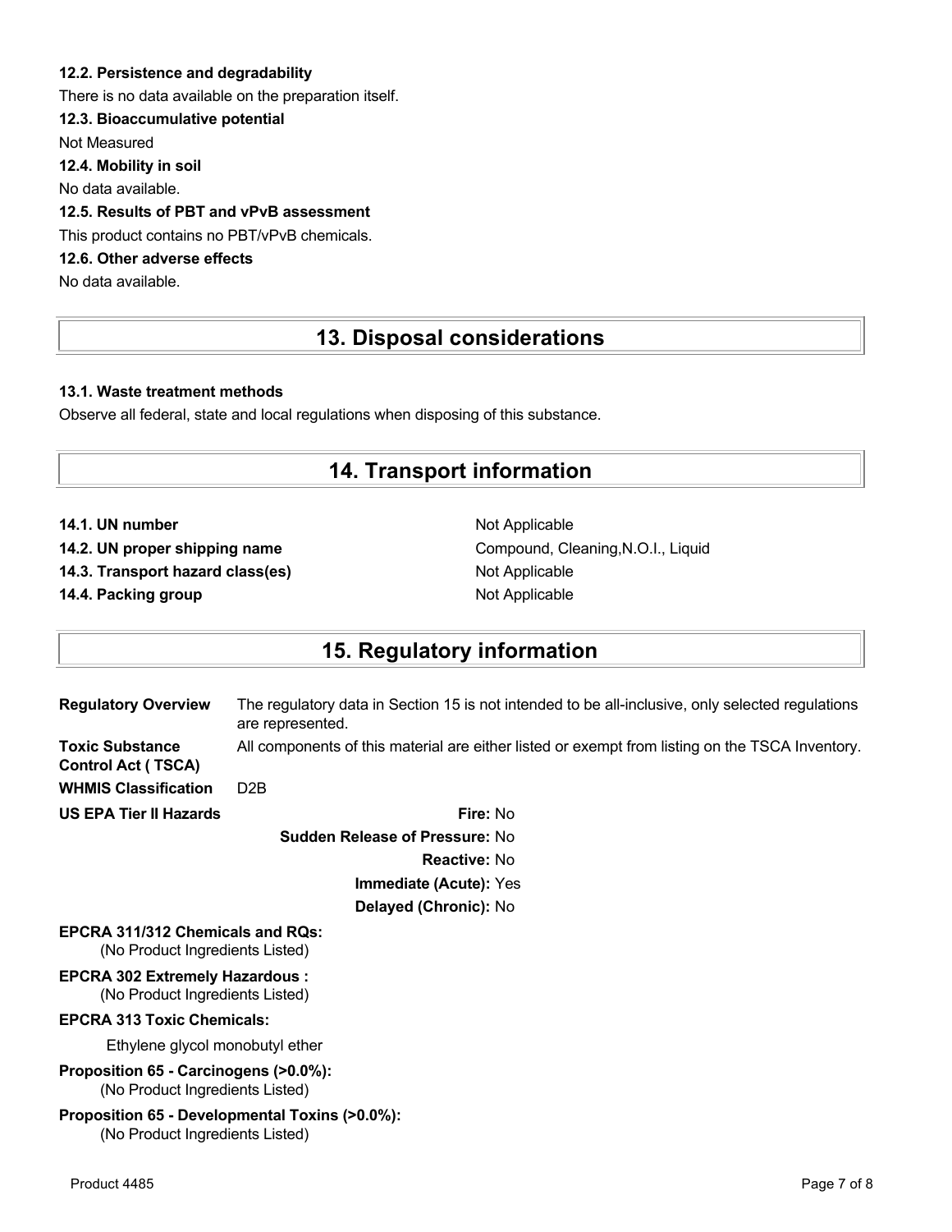### 12.2. Persistence and degradability

There is no data available on the preparation itself.

### 12.3. Bioaccumulative potential

Not Measured

### 12.4. Mobility in soil

No data available.

### 12.5. Results of PBT and vPvB assessment

This product contains no PBT/vPvB chemicals.

### 12.6. Other adverse effects

No data available.

## 13. Disposal considerations

### 13.1. Waste treatment methods

Observe all federal, state and local regulations when disposing of this substance.

## 14. Transport information

| | |
|---|---|
| **14.1. UN number** | Not Applicable |
| **14.2. UN proper shipping name** | Compound, Cleaning,N.O.I., Liquid |
| **14.3. Transport hazard class(es)** | Not Applicable |
| **14.4. Packing group** | Not Applicable |

## 15. Regulatory information

| | |
|---|---|
| **Regulatory Overview** | The regulatory data in Section 15 is not intended to be all-inclusive, only selected regulations are represented. |
| **Toxic Substance Control Act ( TSCA)** | All components of this material are either listed or exempt from listing on the TSCA Inventory. |
| **WHMIS Classification** | D2B |

**US EPA Tier II Hazards**

**Fire:** No

**Sudden Release of Pressure:** No

**Reactive:** No

**Immediate (Acute):** Yes

**Delayed (Chronic):** No

**EPCRA 311/312 Chemicals and RQs:**
(No Product Ingredients Listed)

**EPCRA 302 Extremely Hazardous :**
(No Product Ingredients Listed)

**EPCRA 313 Toxic Chemicals:**

Ethylene glycol monobutyl ether

**Proposition 65 - Carcinogens (>0.0%):**
(No Product Ingredients Listed)

**Proposition 65 - Developmental Toxins (>0.0%):**
(No Product Ingredients Listed)

Product 4485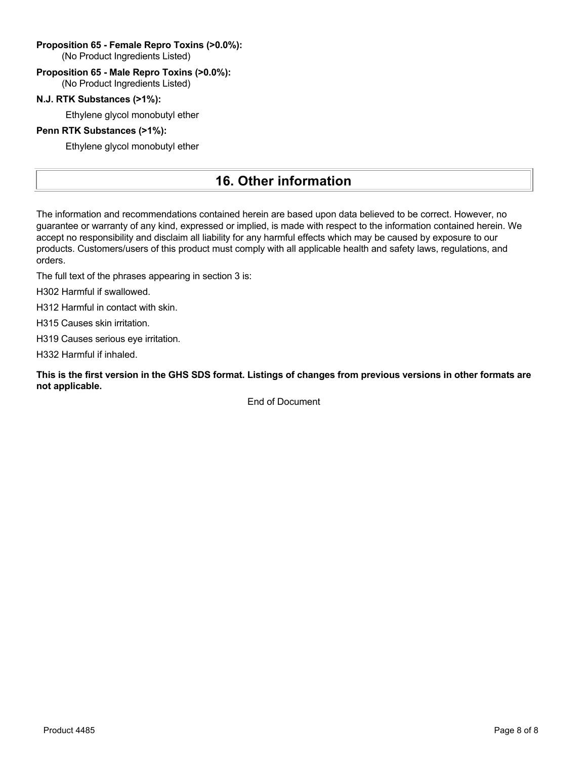**Proposition 65 - Female Repro Toxins (>0.0%):**
(No Product Ingredients Listed)

**Proposition 65 - Male Repro Toxins (>0.0%):**
(No Product Ingredients Listed)

**N.J. RTK Substances (>1%):**

Ethylene glycol monobutyl ether

**Penn RTK Substances (>1%):**

Ethylene glycol monobutyl ether

## 16. Other information

The information and recommendations contained herein are based upon data believed to be correct. However, no guarantee or warranty of any kind, expressed or implied, is made with respect to the information contained herein. We accept no responsibility and disclaim all liability for any harmful effects which may be caused by exposure to our products. Customers/users of this product must comply with all applicable health and safety laws, regulations, and orders.

The full text of the phrases appearing in section 3 is:

H302 Harmful if swallowed.

H312 Harmful in contact with skin.

H315 Causes skin irritation.

H319 Causes serious eye irritation.

H332 Harmful if inhaled.

**This is the first version in the GHS SDS format. Listings of changes from previous versions in other formats are not applicable.**

End of Document